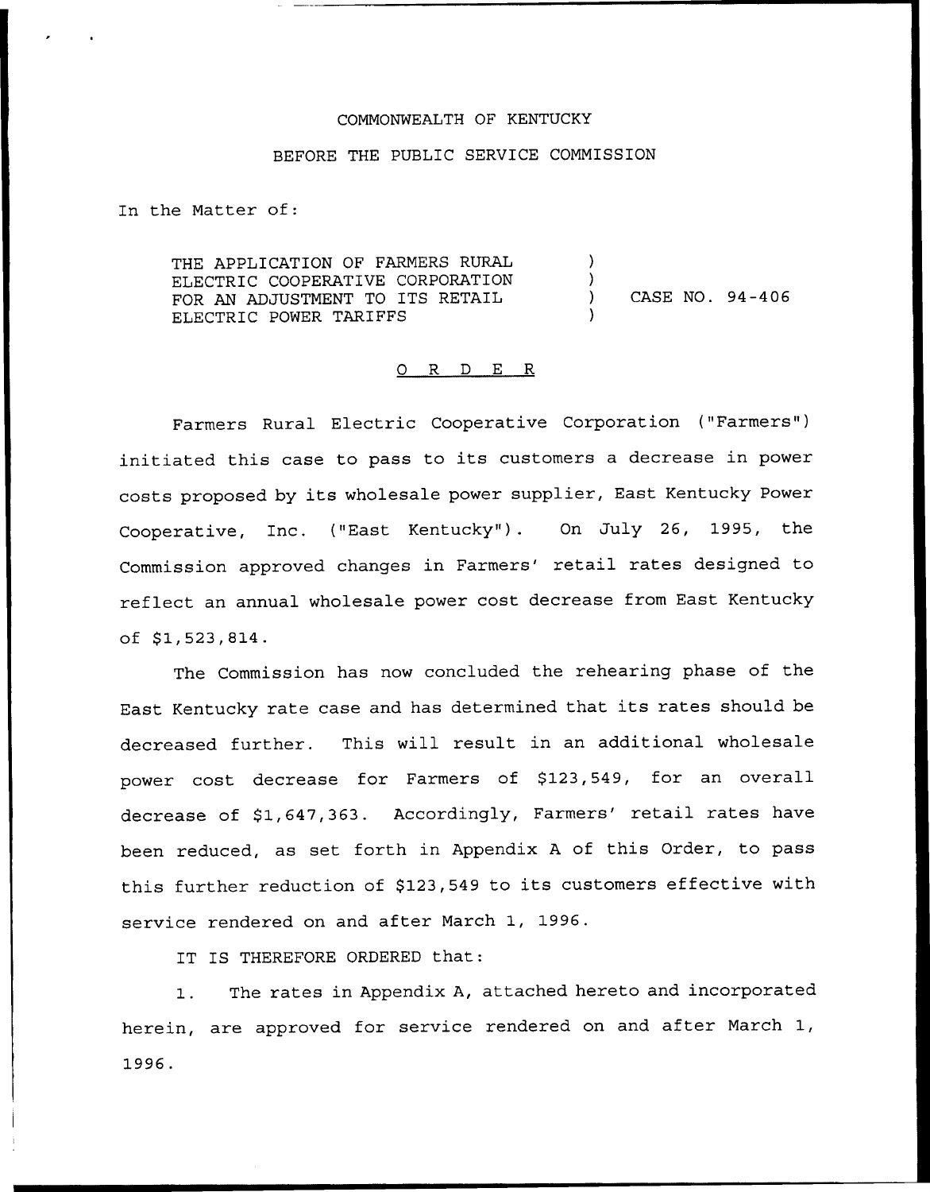COMMONWEALTH OF KENTUCKY

BEFORE THE PUBLIC SERVICE COMMISSION

In the Matter of:

| | | |
|---|---|---|
| THE APPLICATION OF FARMERS RURAL ELECTRIC COOPERATIVE CORPORATION FOR AN ADJUSTMENT TO ITS RETAIL ELECTRIC POWER TARIFFS | ) | CASE NO. 94-406 |

## O R D E R

Farmers Rural Electric Cooperative Corporation ("Farmers") initiated this case to pass to its customers a decrease in power costs proposed by its wholesale power supplier, East Kentucky Power Cooperative, Inc. ("East Kentucky"). On July 26, 1995, the Commission approved changes in Farmers' retail rates designed to reflect an annual wholesale power cost decrease from East Kentucky of $1,523,814.

The Commission has now concluded the rehearing phase of the East Kentucky rate case and has determined that its rates should be decreased further. This will result in an additional wholesale power cost decrease for Farmers of $123,549, for an overall decrease of $1,647,363. Accordingly, Farmers' retail rates have been reduced, as set forth in Appendix A of this Order, to pass this further reduction of $123,549 to its customers effective with service rendered on and after March 1, 1996.

IT IS THEREFORE ORDERED that:

1. The rates in Appendix A, attached hereto and incorporated herein, are approved for service rendered on and after March 1, 1996.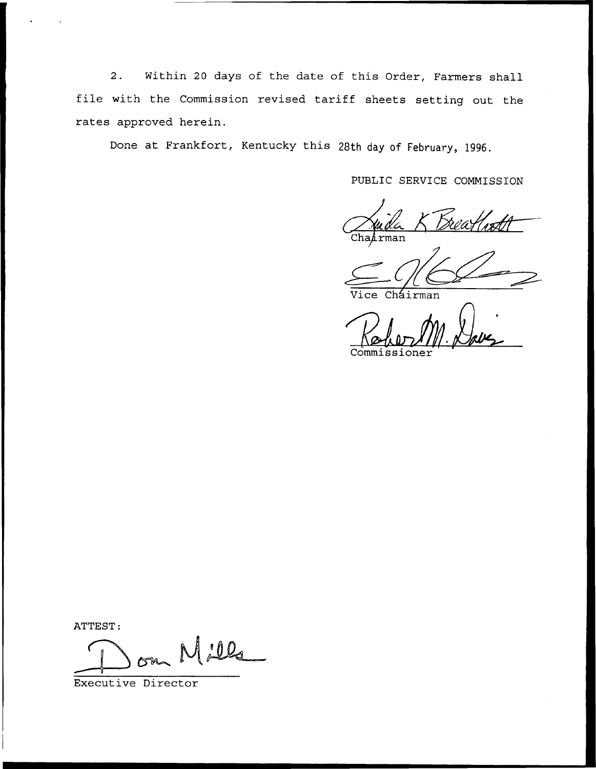2. Within 20 days of the date of this Order, Farmers shall file with the Commission revised tariff sheets setting out the rates approved herein.

Done at Frankfort, Kentucky this 28th day of February, 1996.

PUBLIC SERVICE COMMISSION

Chairman

Vice Chairman

Commissioner

ATTEST:

Executive Director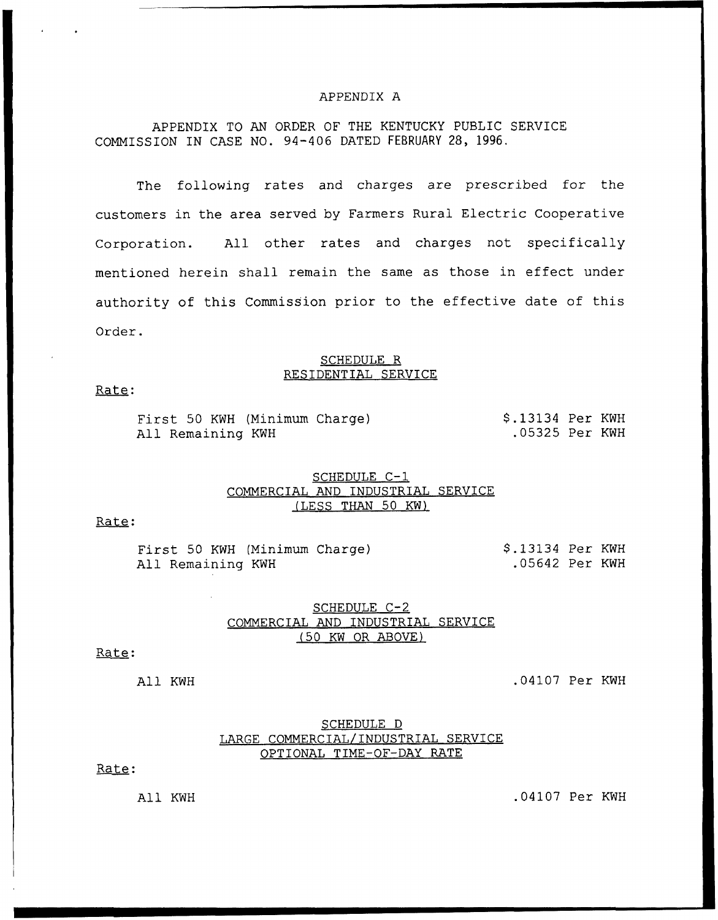APPENDIX A

APPENDIX TO AN ORDER OF THE KENTUCKY PUBLIC SERVICE COMMISSION IN CASE NO. 94-406 DATED FEBRUARY 28, 1996.

The following rates and charges are prescribed for the customers in the area served by Farmers Rural Electric Cooperative Corporation. All other rates and charges not specifically mentioned herein shall remain the same as those in effect under authority of this Commission prior to the effective date of this Order.

SCHEDULE R
RESIDENTIAL SERVICE

Rate:

| | |
|---|---|
| First 50 KWH (Minimum Charge) | $.13134 Per KWH |
| All Remaining KWH | .05325 Per KWH |

SCHEDULE C-1
COMMERCIAL AND INDUSTRIAL SERVICE
(LESS THAN 50 KW)

Rate:

| | |
|---|---|
| First 50 KWH (Minimum Charge) | $.13134 Per KWH |
| All Remaining KWH | .05642 Per KWH |

SCHEDULE C-2
COMMERCIAL AND INDUSTRIAL SERVICE
(50 KW OR ABOVE)

Rate:

| | |
|---|---|
| All KWH | .04107 Per KWH |

SCHEDULE D
LARGE COMMERCIAL/INDUSTRIAL SERVICE
OPTIONAL TIME-OF-DAY RATE

Rate:

| | |
|---|---|
| All KWH | .04107 Per KWH |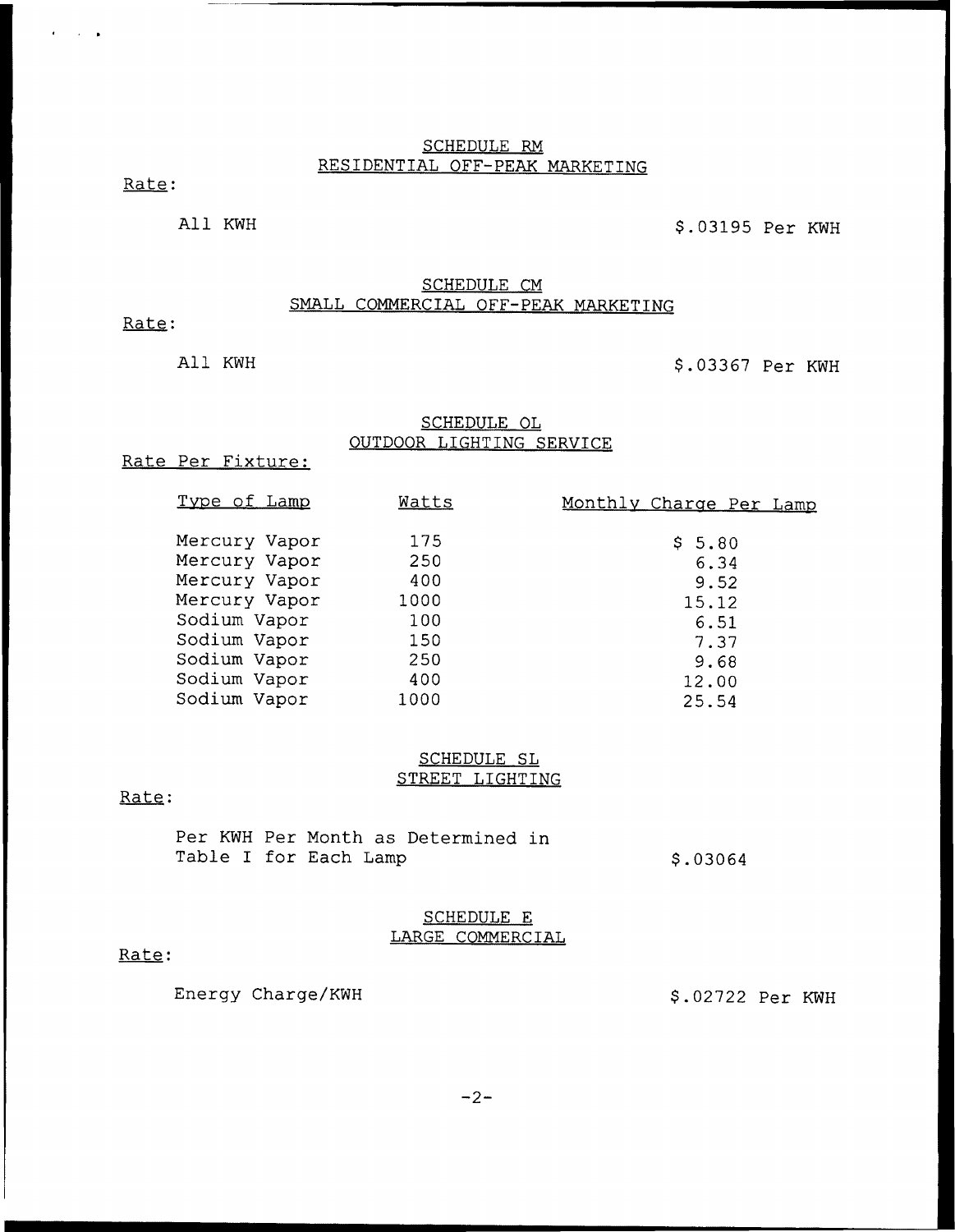## SCHEDULE RM
## RESIDENTIAL OFF-PEAK MARKETING

Rate:

All KWH $.03195 Per KWH

## SCHEDULE CM
## SMALL COMMERCIAL OFF-PEAK MARKETING

Rate:

All KWH $.03367 Per KWH

## SCHEDULE OL
## OUTDOOR LIGHTING SERVICE

Rate Per Fixture:

| Type of Lamp | Watts | Monthly Charge Per Lamp |
|---|---|---|
| Mercury Vapor | 175 | $ 5.80 |
| Mercury Vapor | 250 | 6.34 |
| Mercury Vapor | 400 | 9.52 |
| Mercury Vapor | 1000 | 15.12 |
| Sodium Vapor | 100 | 6.51 |
| Sodium Vapor | 150 | 7.37 |
| Sodium Vapor | 250 | 9.68 |
| Sodium Vapor | 400 | 12.00 |
| Sodium Vapor | 1000 | 25.54 |

## SCHEDULE SL
## STREET LIGHTING

Rate:

Per KWH Per Month as Determined in Table I for Each Lamp $.03064

## SCHEDULE E
## LARGE COMMERCIAL

Rate:

Energy Charge/KWH $.02722 Per KWH